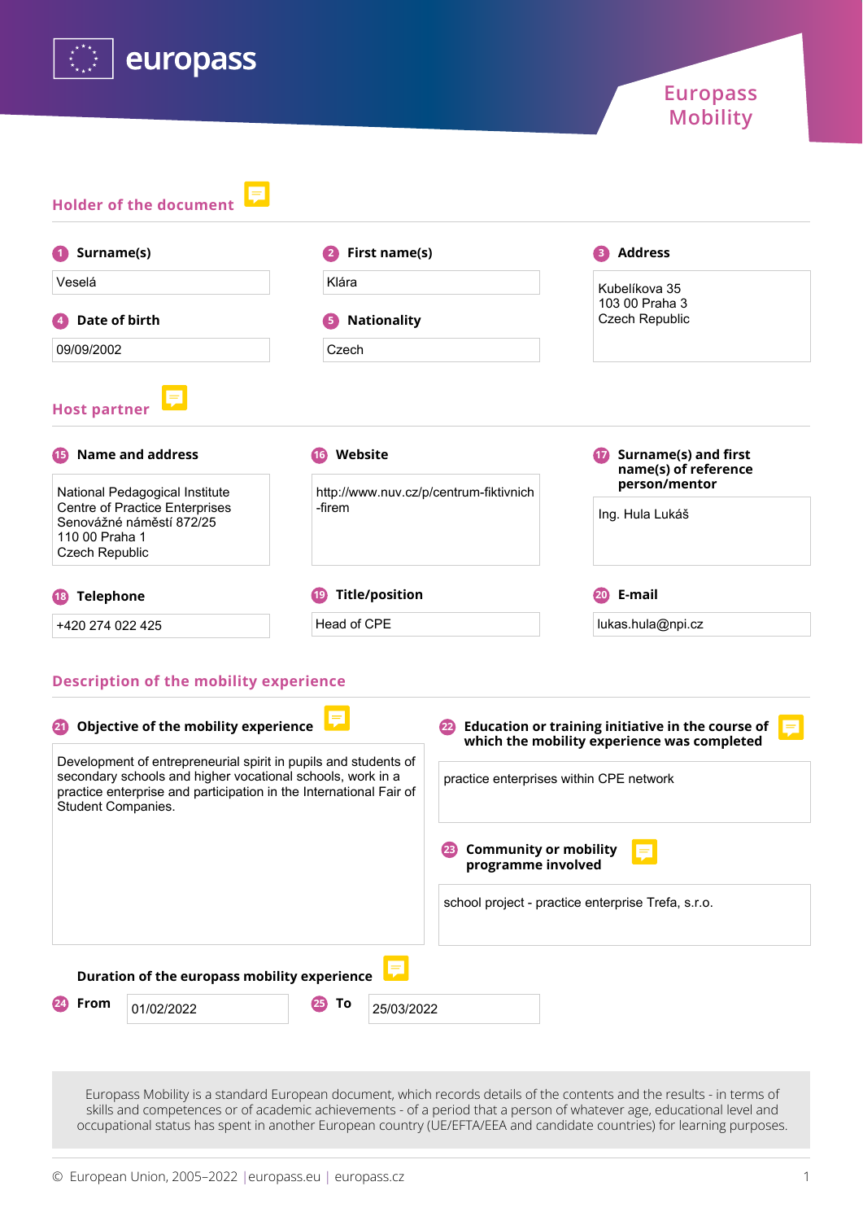# Europass Mobility

## Holder of the document

**1 Surname(s)**

Veselá

**2 First name(s)**

Klára

**3 Address**

Kubelíkova 35
103 00 Praha 3
Czech Republic

**4 Date of birth**

09/09/2002

**5 Nationality**

Czech

## Host partner

**15 Name and address**

National Pedagogical Institute
Centre of Practice Enterprises
Senovážné náměstí 872/25
110 00 Praha 1
Czech Republic

**16 Website**

http://www.nuv.cz/p/centrum-fiktivnich-firem

**17 Surname(s) and first name(s) of reference person/mentor**

Ing. Hula Lukáš

**18 Telephone**

+420 274 022 425

**19 Title/position**

Head of CPE

**20 E-mail**

lukas.hula@npi.cz

## Description of the mobility experience

**21 Objective of the mobility experience**

Development of entrepreneurial spirit in pupils and students of secondary schools and higher vocational schools, work in a practice enterprise and participation in the International Fair of Student Companies.

**22 Education or training initiative in the course of which the mobility experience was completed**

practice enterprises within CPE network

**23 Community or mobility programme involved**

school project - practice enterprise Trefa, s.r.o.

**Duration of the europass mobility experience**

**24 From** 01/02/2022

**25 To** 25/03/2022

Europass Mobility is a standard European document, which records details of the contents and the results - in terms of skills and competences or of academic achievements - of a period that a person of whatever age, educational level and occupational status has spent in another European country (UE/EFTA/EEA and candidate countries) for learning purposes.

© European Union, 2005–2022 | europass.eu | europass.cz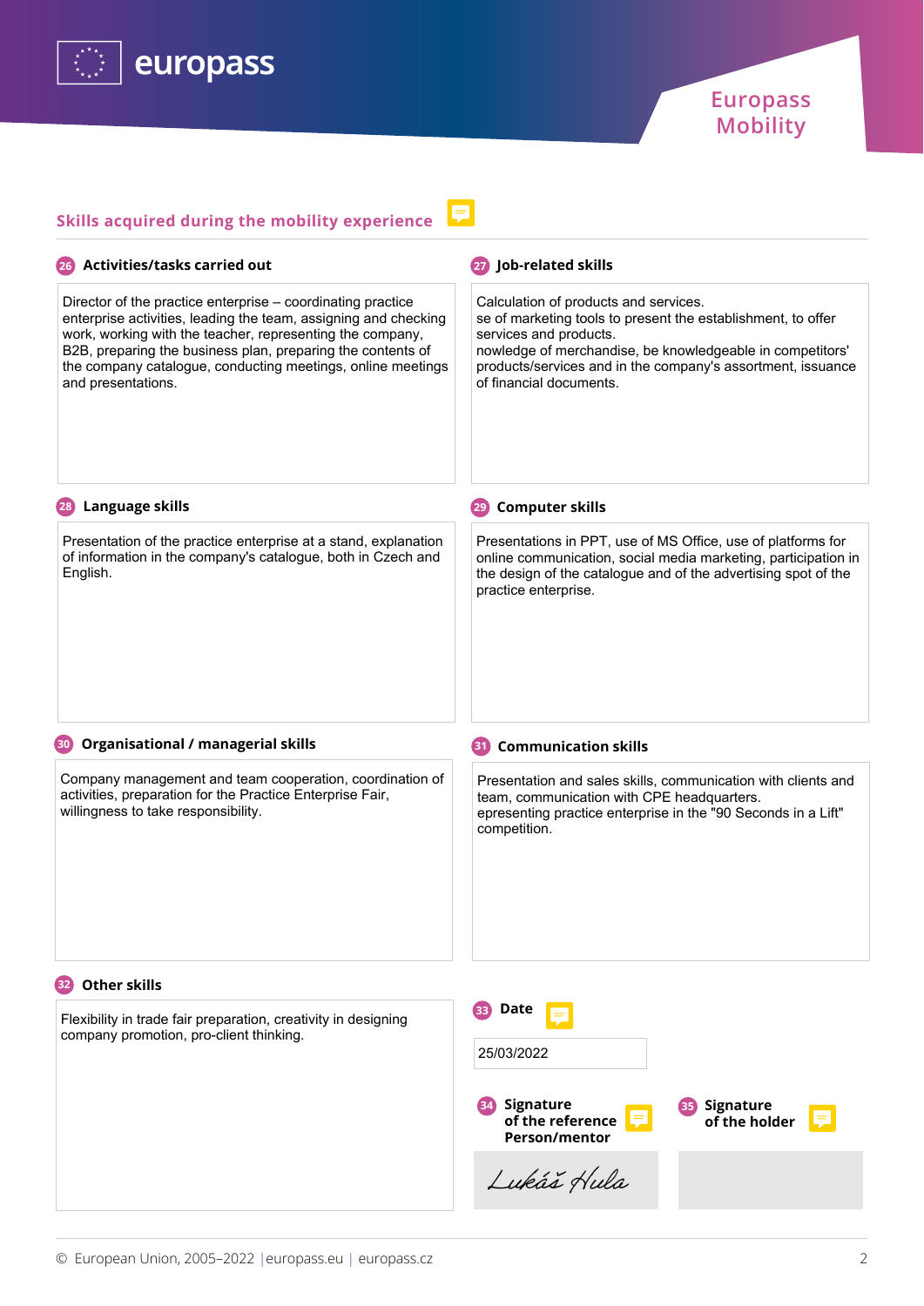europass

Europass Mobility

## Skills acquired during the mobility experience

### 26 Activities/tasks carried out

Director of the practice enterprise – coordinating practice enterprise activities, leading the team, assigning and checking work, working with the teacher, representing the company, B2B, preparing the business plan, preparing the contents of the company catalogue, conducting meetings, online meetings and presentations.

### 27 Job-related skills

Calculation of products and services.
se of marketing tools to present the establishment, to offer services and products.
nowledge of merchandise, be knowledgeable in competitors' products/services and in the company's assortment, issuance of financial documents.

### 28 Language skills

Presentation of the practice enterprise at a stand, explanation of information in the company's catalogue, both in Czech and English.

### 29 Computer skills

Presentations in PPT, use of MS Office, use of platforms for online communication, social media marketing, participation in the design of the catalogue and of the advertising spot of the practice enterprise.

### 30 Organisational / managerial skills

Company management and team cooperation, coordination of activities, preparation for the Practice Enterprise Fair, willingness to take responsibility.

### 31 Communication skills

Presentation and sales skills, communication with clients and team, communication with CPE headquarters.
epresenting practice enterprise in the "90 Seconds in a Lift" competition.

### 32 Other skills

Flexibility in trade fair preparation, creativity in designing company promotion, pro-client thinking.

### 33 Date

25/03/2022

### 34 Signature of the reference Person/mentor

Lukáš Hula

### 35 Signature of the holder

© European Union, 2005–2022 | europass.eu | europass.cz